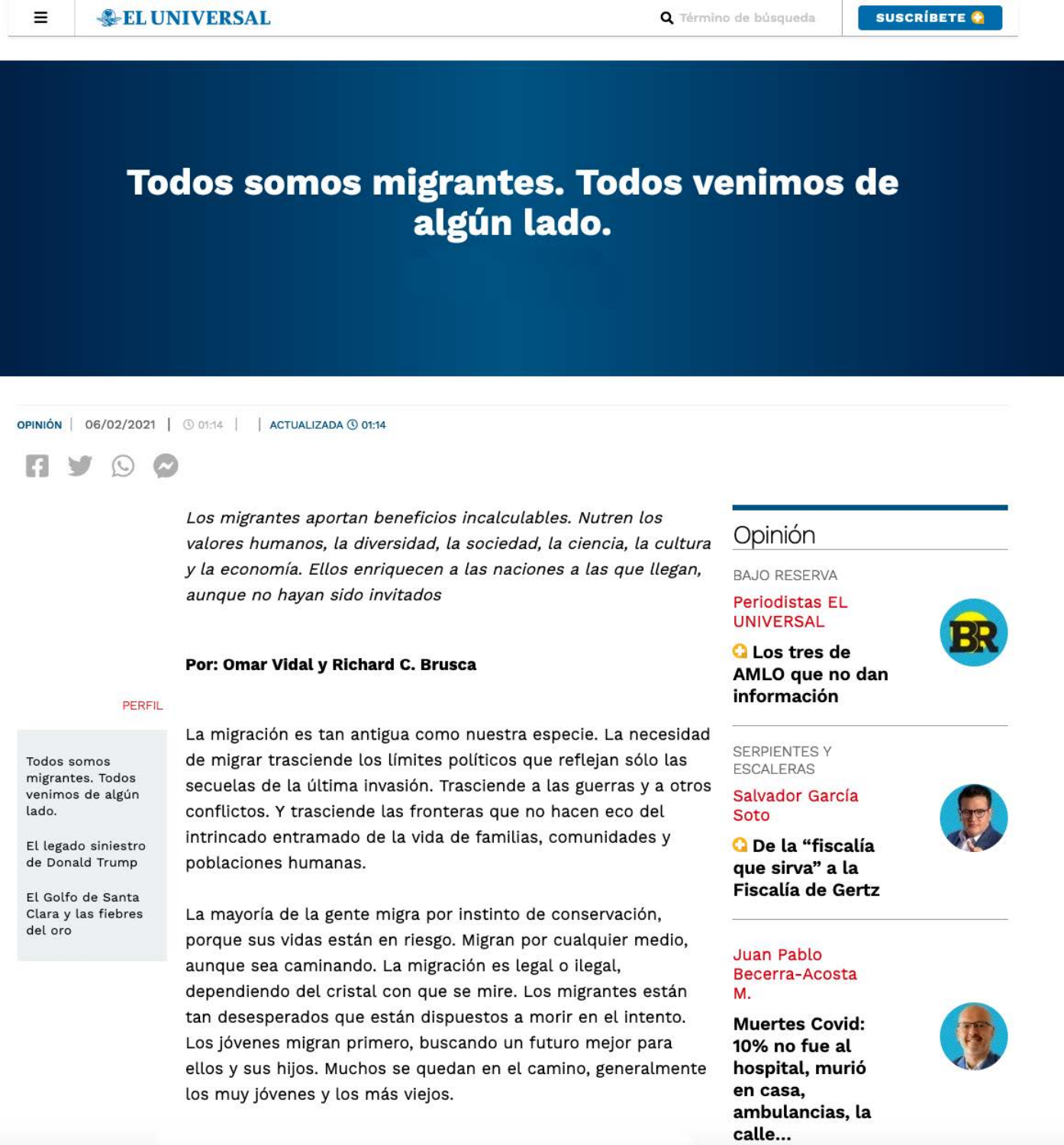# Todos somos migrantes. Todos venimos de algún lado.

OPINIÓN | 06/02/2021 | 01:14 | | ACTUALIZADA 01:14

*Los migrantes aportan beneficios incalculables. Nutren los valores humanos, la diversidad, la sociedad, la ciencia, la cultura y la economía. Ellos enriquecen a las naciones a las que llegan, aunque no hayan sido invitados*

**Por: Omar Vidal y Richard C. Brusca**

La migración es tan antigua como nuestra especie. La necesidad de migrar trasciende los límites políticos que reflejan sólo las secuelas de la última invasión. Trasciende a las guerras y a otros conflictos. Y trasciende las fronteras que no hacen eco del intrincado entramado de la vida de familias, comunidades y poblaciones humanas.

La mayoría de la gente migra por instinto de conservación, porque sus vidas están en riesgo. Migran por cualquier medio, aunque sea caminando. La migración es legal o ilegal, dependiendo del cristal con que se mire. Los migrantes están tan desesperados que están dispuestos a morir en el intento. Los jóvenes migran primero, buscando un futuro mejor para ellos y sus hijos. Muchos se quedan en el camino, generalmente los muy jóvenes y los más viejos.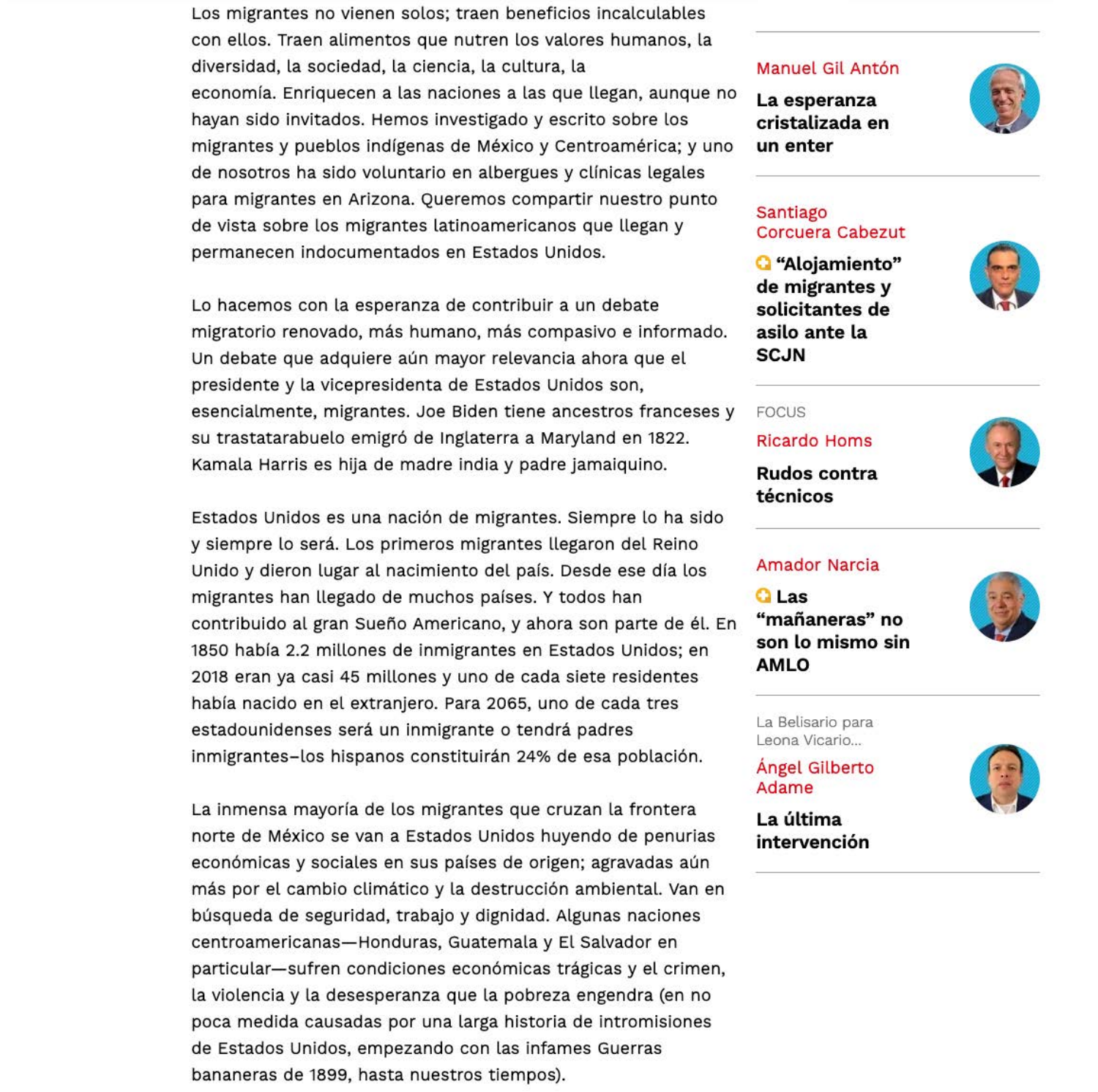Los migrantes no vienen solos; traen beneficios incalculables con ellos. Traen alimentos que nutren los valores humanos, la diversidad, la sociedad, la ciencia, la cultura, la economía. Enriquecen a las naciones a las que llegan, aunque no hayan sido invitados. Hemos investigado y escrito sobre los migrantes y pueblos indígenas de México y Centroamérica; y uno de nosotros ha sido voluntario en albergues y clínicas legales para migrantes en Arizona. Queremos compartir nuestro punto de vista sobre los migrantes latinoamericanos que llegan y permanecen indocumentados en Estados Unidos.

Lo hacemos con la esperanza de contribuir a un debate migratorio renovado, más humano, más compasivo e informado. Un debate que adquiere aún mayor relevancia ahora que el presidente y la vicepresidenta de Estados Unidos son, esencialmente, migrantes. Joe Biden tiene ancestros franceses y su trastatarabuelo emigró de Inglaterra a Maryland en 1822. Kamala Harris es hija de madre india y padre jamaiquino.

Estados Unidos es una nación de migrantes. Siempre lo ha sido y siempre lo será. Los primeros migrantes llegaron del Reino Unido y dieron lugar al nacimiento del país. Desde ese día los migrantes han llegado de muchos países. Y todos han contribuido al gran Sueño Americano, y ahora son parte de él. En 1850 había 2.2 millones de inmigrantes en Estados Unidos; en 2018 eran ya casi 45 millones y uno de cada siete residentes había nacido en el extranjero. Para 2065, uno de cada tres estadounidenses será un inmigrante o tendrá padres inmigrantes–los hispanos constituirán 24% de esa población.

La inmensa mayoría de los migrantes que cruzan la frontera norte de México se van a Estados Unidos huyendo de penurias económicas y sociales en sus países de origen; agravadas aún más por el cambio climático y la destrucción ambiental. Van en búsqueda de seguridad, trabajo y dignidad. Algunas naciones centroamericanas—Honduras, Guatemala y El Salvador en particular—sufren condiciones económicas trágicas y el crimen, la violencia y la desesperanza que la pobreza engendra (en no poca medida causadas por una larga historia de intromisiones de Estados Unidos, empezando con las infames Guerras bananeras de 1899, hasta nuestros tiempos).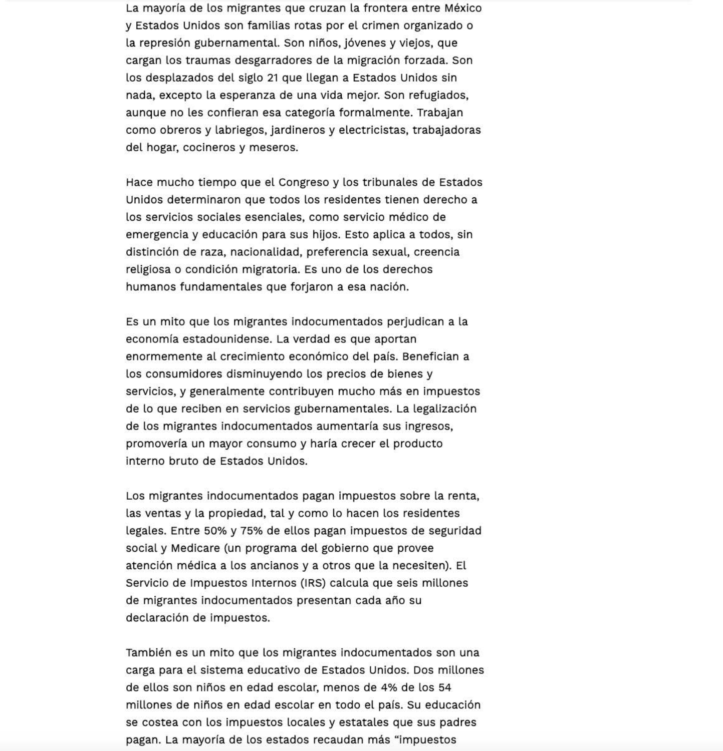La mayoría de los migrantes que cruzan la frontera entre México y Estados Unidos son familias rotas por el crimen organizado o la represión gubernamental. Son niños, jóvenes y viejos, que cargan los traumas desgarradores de la migración forzada. Son los desplazados del siglo 21 que llegan a Estados Unidos sin nada, excepto la esperanza de una vida mejor. Son refugiados, aunque no les confieran esa categoría formalmente. Trabajan como obreros y labriegos, jardineros y electricistas, trabajadoras del hogar, cocineros y meseros.

Hace mucho tiempo que el Congreso y los tribunales de Estados Unidos determinaron que todos los residentes tienen derecho a los servicios sociales esenciales, como servicio médico de emergencia y educación para sus hijos. Esto aplica a todos, sin distinción de raza, nacionalidad, preferencia sexual, creencia religiosa o condición migratoria. Es uno de los derechos humanos fundamentales que forjaron a esa nación.

Es un mito que los migrantes indocumentados perjudican a la economía estadounidense. La verdad es que aportan enormemente al crecimiento económico del país. Benefician a los consumidores disminuyendo los precios de bienes y servicios, y generalmente contribuyen mucho más en impuestos de lo que reciben en servicios gubernamentales. La legalización de los migrantes indocumentados aumentaría sus ingresos, promovería un mayor consumo y haría crecer el producto interno bruto de Estados Unidos.

Los migrantes indocumentados pagan impuestos sobre la renta, las ventas y la propiedad, tal y como lo hacen los residentes legales. Entre 50% y 75% de ellos pagan impuestos de seguridad social y Medicare (un programa del gobierno que provee atención médica a los ancianos y a otros que la necesiten). El Servicio de Impuestos Internos (IRS) calcula que seis millones de migrantes indocumentados presentan cada año su declaración de impuestos.

También es un mito que los migrantes indocumentados son una carga para el sistema educativo de Estados Unidos. Dos millones de ellos son niños en edad escolar, menos de 4% de los 54 millones de niños en edad escolar en todo el país. Su educación se costea con los impuestos locales y estatales que sus padres pagan. La mayoría de los estados recaudan más "impuestos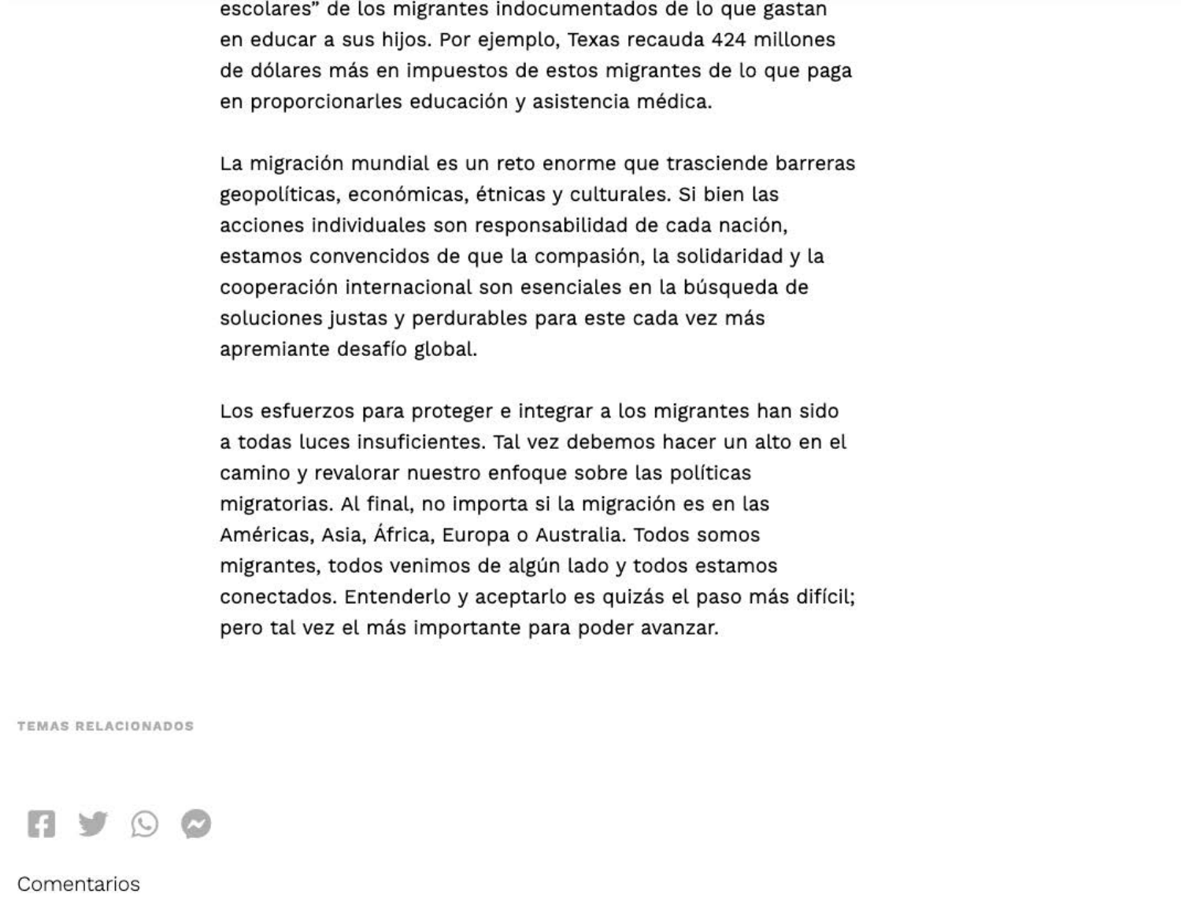escolares" de los migrantes indocumentados de lo que gastan en educar a sus hijos. Por ejemplo, Texas recauda 424 millones de dólares más en impuestos de estos migrantes de lo que paga en proporcionarles educación y asistencia médica.

La migración mundial es un reto enorme que trasciende barreras geopolíticas, económicas, étnicas y culturales. Si bien las acciones individuales son responsabilidad de cada nación, estamos convencidos de que la compasión, la solidaridad y la cooperación internacional son esenciales en la búsqueda de soluciones justas y perdurables para este cada vez más apremiante desafío global.

Los esfuerzos para proteger e integrar a los migrantes han sido a todas luces insuficientes. Tal vez debemos hacer un alto en el camino y revalorar nuestro enfoque sobre las políticas migratorias. Al final, no importa si la migración es en las Américas, Asia, África, Europa o Australia. Todos somos migrantes, todos venimos de algún lado y todos estamos conectados. Entenderlo y aceptarlo es quizás el paso más difícil; pero tal vez el más importante para poder avanzar.

TEMAS RELACIONADOS

Comentarios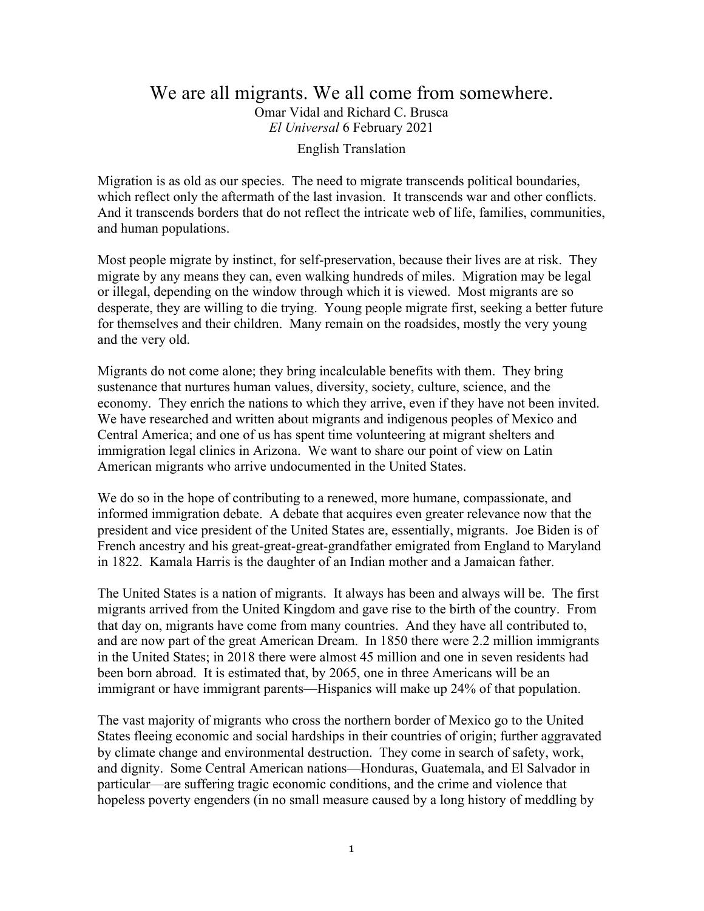# We are all migrants. We all come from somewhere.

Omar Vidal and Richard C. Brusca

*El Universal* 6 February 2021

English Translation

Migration is as old as our species. The need to migrate transcends political boundaries, which reflect only the aftermath of the last invasion. It transcends war and other conflicts. And it transcends borders that do not reflect the intricate web of life, families, communities, and human populations.

Most people migrate by instinct, for self-preservation, because their lives are at risk. They migrate by any means they can, even walking hundreds of miles. Migration may be legal or illegal, depending on the window through which it is viewed. Most migrants are so desperate, they are willing to die trying. Young people migrate first, seeking a better future for themselves and their children. Many remain on the roadsides, mostly the very young and the very old.

Migrants do not come alone; they bring incalculable benefits with them. They bring sustenance that nurtures human values, diversity, society, culture, science, and the economy. They enrich the nations to which they arrive, even if they have not been invited. We have researched and written about migrants and indigenous peoples of Mexico and Central America; and one of us has spent time volunteering at migrant shelters and immigration legal clinics in Arizona. We want to share our point of view on Latin American migrants who arrive undocumented in the United States.

We do so in the hope of contributing to a renewed, more humane, compassionate, and informed immigration debate. A debate that acquires even greater relevance now that the president and vice president of the United States are, essentially, migrants. Joe Biden is of French ancestry and his great-great-great-grandfather emigrated from England to Maryland in 1822. Kamala Harris is the daughter of an Indian mother and a Jamaican father.

The United States is a nation of migrants. It always has been and always will be. The first migrants arrived from the United Kingdom and gave rise to the birth of the country. From that day on, migrants have come from many countries. And they have all contributed to, and are now part of the great American Dream. In 1850 there were 2.2 million immigrants in the United States; in 2018 there were almost 45 million and one in seven residents had been born abroad. It is estimated that, by 2065, one in three Americans will be an immigrant or have immigrant parents—Hispanics will make up 24% of that population.

The vast majority of migrants who cross the northern border of Mexico go to the United States fleeing economic and social hardships in their countries of origin; further aggravated by climate change and environmental destruction. They come in search of safety, work, and dignity. Some Central American nations—Honduras, Guatemala, and El Salvador in particular—are suffering tragic economic conditions, and the crime and violence that hopeless poverty engenders (in no small measure caused by a long history of meddling by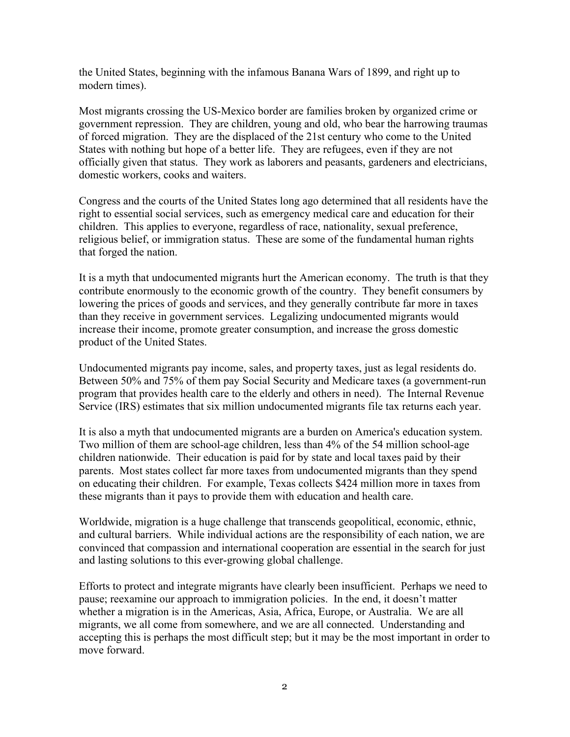the United States, beginning with the infamous Banana Wars of 1899, and right up to modern times).

Most migrants crossing the US-Mexico border are families broken by organized crime or government repression. They are children, young and old, who bear the harrowing traumas of forced migration. They are the displaced of the 21st century who come to the United States with nothing but hope of a better life. They are refugees, even if they are not officially given that status. They work as laborers and peasants, gardeners and electricians, domestic workers, cooks and waiters.

Congress and the courts of the United States long ago determined that all residents have the right to essential social services, such as emergency medical care and education for their children. This applies to everyone, regardless of race, nationality, sexual preference, religious belief, or immigration status. These are some of the fundamental human rights that forged the nation.

It is a myth that undocumented migrants hurt the American economy. The truth is that they contribute enormously to the economic growth of the country. They benefit consumers by lowering the prices of goods and services, and they generally contribute far more in taxes than they receive in government services. Legalizing undocumented migrants would increase their income, promote greater consumption, and increase the gross domestic product of the United States.

Undocumented migrants pay income, sales, and property taxes, just as legal residents do. Between 50% and 75% of them pay Social Security and Medicare taxes (a government-run program that provides health care to the elderly and others in need). The Internal Revenue Service (IRS) estimates that six million undocumented migrants file tax returns each year.

It is also a myth that undocumented migrants are a burden on America's education system. Two million of them are school-age children, less than 4% of the 54 million school-age children nationwide. Their education is paid for by state and local taxes paid by their parents. Most states collect far more taxes from undocumented migrants than they spend on educating their children. For example, Texas collects $424 million more in taxes from these migrants than it pays to provide them with education and health care.

Worldwide, migration is a huge challenge that transcends geopolitical, economic, ethnic, and cultural barriers. While individual actions are the responsibility of each nation, we are convinced that compassion and international cooperation are essential in the search for just and lasting solutions to this ever-growing global challenge.

Efforts to protect and integrate migrants have clearly been insufficient. Perhaps we need to pause; reexamine our approach to immigration policies. In the end, it doesn't matter whether a migration is in the Americas, Asia, Africa, Europe, or Australia. We are all migrants, we all come from somewhere, and we are all connected. Understanding and accepting this is perhaps the most difficult step; but it may be the most important in order to move forward.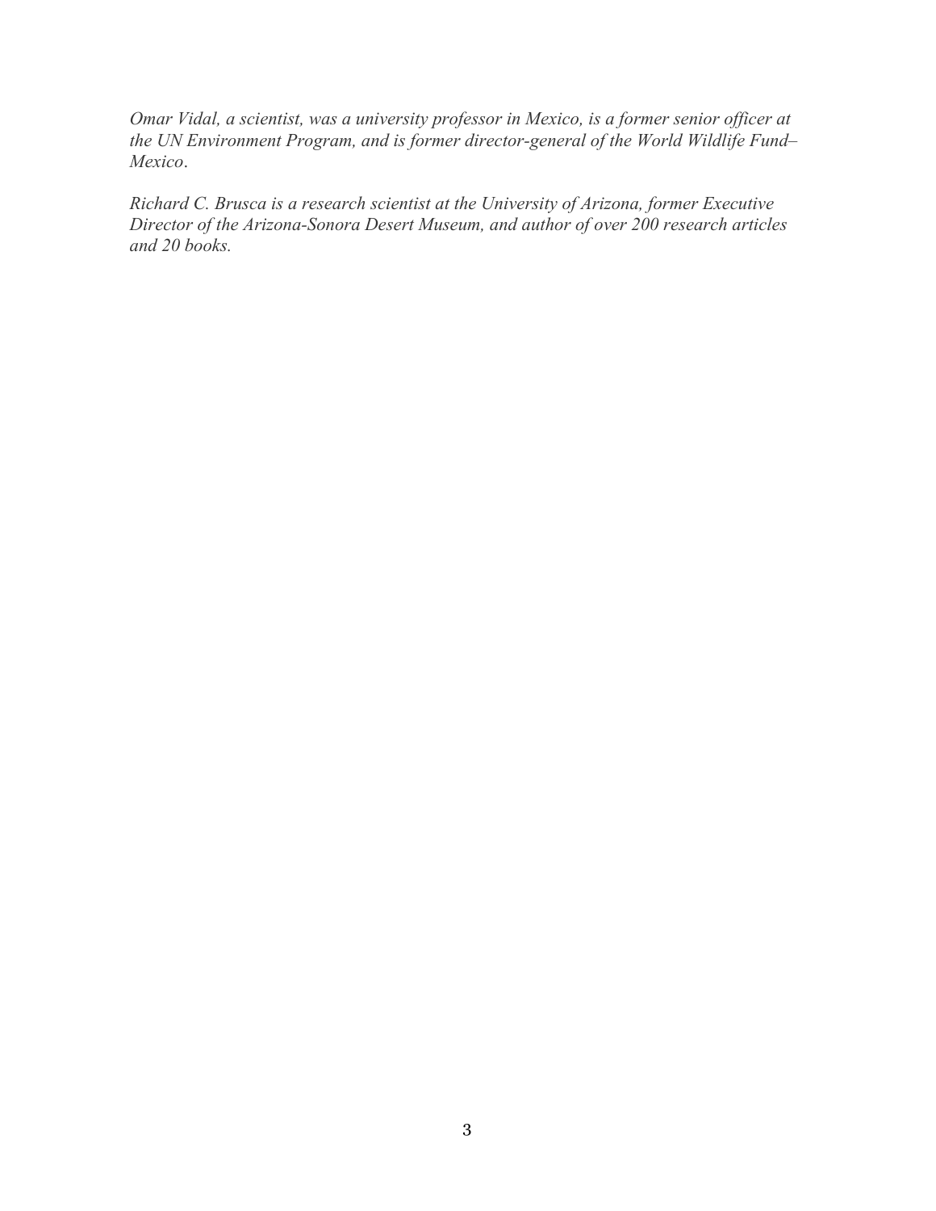*Omar Vidal, a scientist, was a university professor in Mexico, is a former senior officer at the UN Environment Program, and is former director-general of the World Wildlife Fund–Mexico*.

*Richard C. Brusca is a research scientist at the University of Arizona, former Executive Director of the Arizona-Sonora Desert Museum, and author of over 200 research articles and 20 books.*